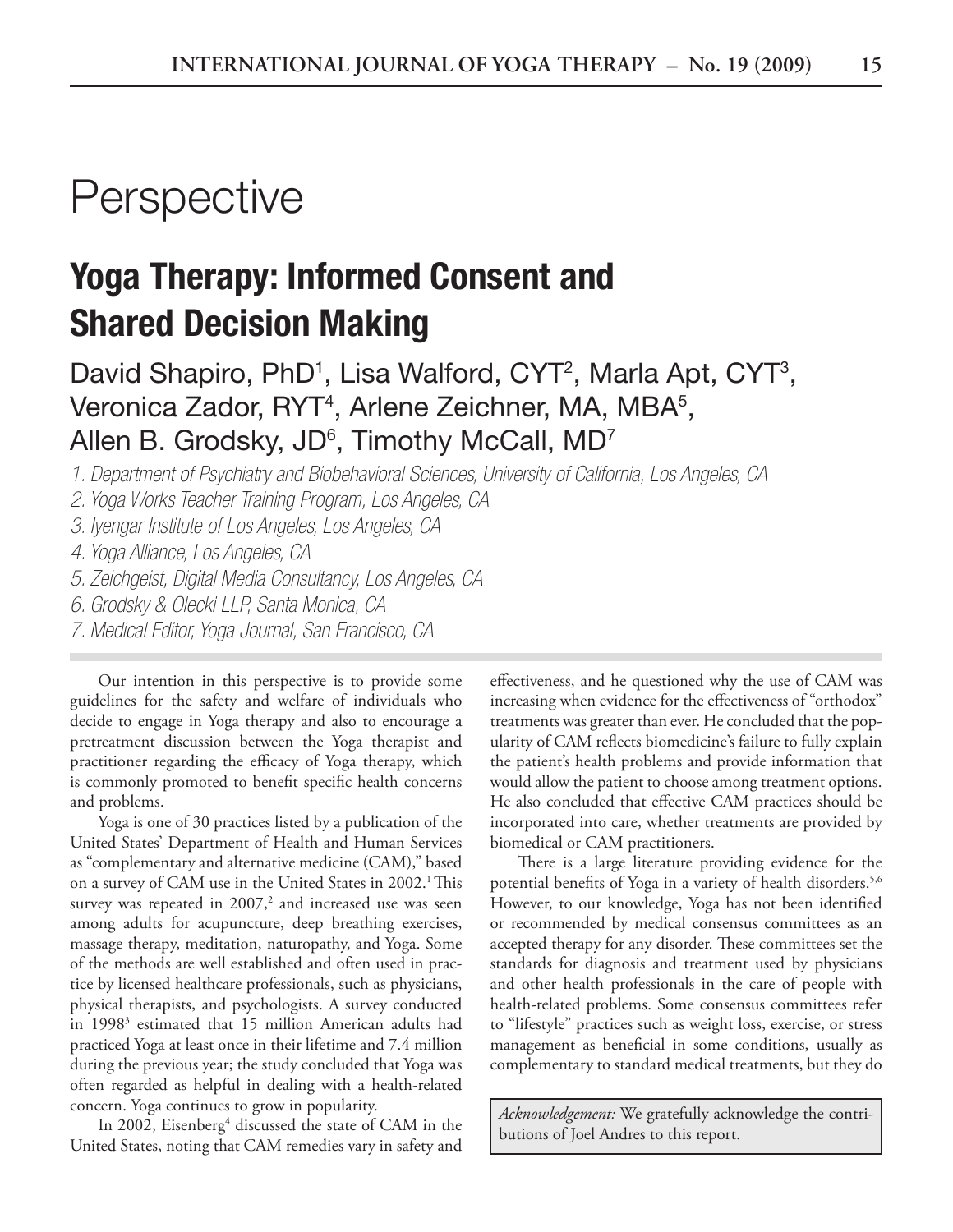# Perspective

## Yoga Therapy: Informed Consent and Shared Decision Making

David Shapiro, PhD[1], Lisa Walford, CYT[2], Marla Apt, CYT[3], Veronica Zador, RYT[4], Arlene Zeichner, MA, MBA[5], Allen B. Grodsky, JD[6], Timothy McCall, MD[7]

*1. Department of Psychiatry and Biobehavioral Sciences, University of California, Los Angeles, CA*
*2. Yoga Works Teacher Training Program, Los Angeles, CA*
*3. Iyengar Institute of Los Angeles, Los Angeles, CA*
*4. Yoga Alliance, Los Angeles, CA*
*5. Zeichgeist, Digital Media Consultancy, Los Angeles, CA*
*6. Grodsky & Olecki LLP, Santa Monica, CA*
*7. Medical Editor, Yoga Journal, San Francisco, CA*

Our intention in this perspective is to provide some guidelines for the safety and welfare of individuals who decide to engage in Yoga therapy and also to encourage a pretreatment discussion between the Yoga therapist and practitioner regarding the efficacy of Yoga therapy, which is commonly promoted to benefit specific health concerns and problems.

Yoga is one of 30 practices listed by a publication of the United States' Department of Health and Human Services as "complementary and alternative medicine (CAM)," based on a survey of CAM use in the United States in 2002.[1] This survey was repeated in 2007,[2] and increased use was seen among adults for acupuncture, deep breathing exercises, massage therapy, meditation, naturopathy, and Yoga. Some of the methods are well established and often used in practice by licensed healthcare professionals, such as physicians, physical therapists, and psychologists. A survey conducted in 1998[3] estimated that 15 million American adults had practiced Yoga at least once in their lifetime and 7.4 million during the previous year; the study concluded that Yoga was often regarded as helpful in dealing with a health-related concern. Yoga continues to grow in popularity.

In 2002, Eisenberg[4] discussed the state of CAM in the United States, noting that CAM remedies vary in safety and effectiveness, and he questioned why the use of CAM was increasing when evidence for the effectiveness of "orthodox" treatments was greater than ever. He concluded that the popularity of CAM reflects biomedicine's failure to fully explain the patient's health problems and provide information that would allow the patient to choose among treatment options. He also concluded that effective CAM practices should be incorporated into care, whether treatments are provided by biomedical or CAM practitioners.

There is a large literature providing evidence for the potential benefits of Yoga in a variety of health disorders.[5,6] However, to our knowledge, Yoga has not been identified or recommended by medical consensus committees as an accepted therapy for any disorder. These committees set the standards for diagnosis and treatment used by physicians and other health professionals in the care of people with health-related problems. Some consensus committees refer to "lifestyle" practices such as weight loss, exercise, or stress management as beneficial in some conditions, usually as complementary to standard medical treatments, but they do

*Acknowledgement:* We gratefully acknowledge the contributions of Joel Andres to this report.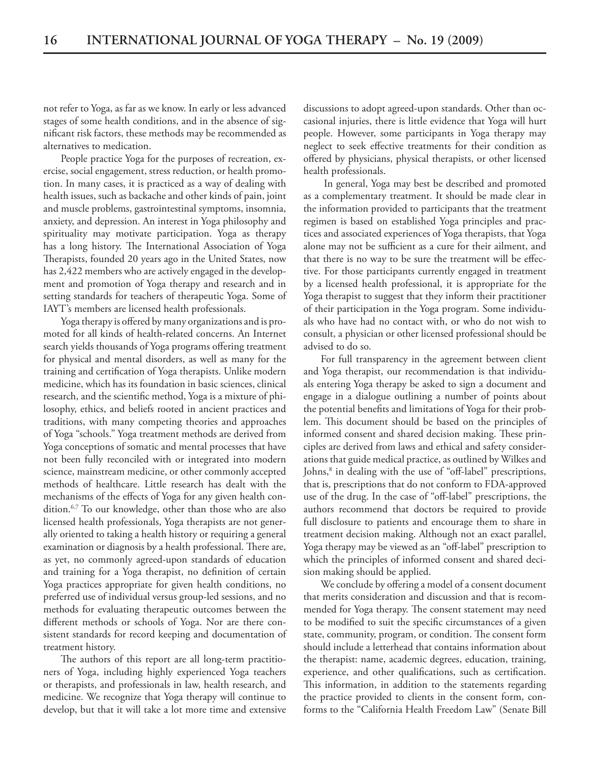not refer to Yoga, as far as we know. In early or less advanced stages of some health conditions, and in the absence of significant risk factors, these methods may be recommended as alternatives to medication.

People practice Yoga for the purposes of recreation, exercise, social engagement, stress reduction, or health promotion. In many cases, it is practiced as a way of dealing with health issues, such as backache and other kinds of pain, joint and muscle problems, gastrointestinal symptoms, insomnia, anxiety, and depression. An interest in Yoga philosophy and spirituality may motivate participation. Yoga as therapy has a long history. The International Association of Yoga Therapists, founded 20 years ago in the United States, now has 2,422 members who are actively engaged in the development and promotion of Yoga therapy and research and in setting standards for teachers of therapeutic Yoga. Some of IAYT's members are licensed health professionals.

Yoga therapy is offered by many organizations and is promoted for all kinds of health-related concerns. An Internet search yields thousands of Yoga programs offering treatment for physical and mental disorders, as well as many for the training and certification of Yoga therapists. Unlike modern medicine, which has its foundation in basic sciences, clinical research, and the scientific method, Yoga is a mixture of philosophy, ethics, and beliefs rooted in ancient practices and traditions, with many competing theories and approaches of Yoga "schools." Yoga treatment methods are derived from Yoga conceptions of somatic and mental processes that have not been fully reconciled with or integrated into modern science, mainstream medicine, or other commonly accepted methods of healthcare. Little research has dealt with the mechanisms of the effects of Yoga for any given health condition.[6,7] To our knowledge, other than those who are also licensed health professionals, Yoga therapists are not generally oriented to taking a health history or requiring a general examination or diagnosis by a health professional. There are, as yet, no commonly agreed-upon standards of education and training for a Yoga therapist, no definition of certain Yoga practices appropriate for given health conditions, no preferred use of individual versus group-led sessions, and no methods for evaluating therapeutic outcomes between the different methods or schools of Yoga. Nor are there consistent standards for record keeping and documentation of treatment history.

The authors of this report are all long-term practitioners of Yoga, including highly experienced Yoga teachers or therapists, and professionals in law, health research, and medicine. We recognize that Yoga therapy will continue to develop, but that it will take a lot more time and extensive discussions to adopt agreed-upon standards. Other than occasional injuries, there is little evidence that Yoga will hurt people. However, some participants in Yoga therapy may neglect to seek effective treatments for their condition as offered by physicians, physical therapists, or other licensed health professionals.

In general, Yoga may best be described and promoted as a complementary treatment. It should be made clear in the information provided to participants that the treatment regimen is based on established Yoga principles and practices and associated experiences of Yoga therapists, that Yoga alone may not be sufficient as a cure for their ailment, and that there is no way to be sure the treatment will be effective. For those participants currently engaged in treatment by a licensed health professional, it is appropriate for the Yoga therapist to suggest that they inform their practitioner of their participation in the Yoga program. Some individuals who have had no contact with, or who do not wish to consult, a physician or other licensed professional should be advised to do so.

For full transparency in the agreement between client and Yoga therapist, our recommendation is that individuals entering Yoga therapy be asked to sign a document and engage in a dialogue outlining a number of points about the potential benefits and limitations of Yoga for their problem. This document should be based on the principles of informed consent and shared decision making. These principles are derived from laws and ethical and safety considerations that guide medical practice, as outlined by Wilkes and Johns,[8] in dealing with the use of "off-label" prescriptions, that is, prescriptions that do not conform to FDA-approved use of the drug. In the case of "off-label" prescriptions, the authors recommend that doctors be required to provide full disclosure to patients and encourage them to share in treatment decision making. Although not an exact parallel, Yoga therapy may be viewed as an "off-label" prescription to which the principles of informed consent and shared decision making should be applied.

We conclude by offering a model of a consent document that merits consideration and discussion and that is recommended for Yoga therapy. The consent statement may need to be modified to suit the specific circumstances of a given state, community, program, or condition. The consent form should include a letterhead that contains information about the therapist: name, academic degrees, education, training, experience, and other qualifications, such as certification. This information, in addition to the statements regarding the practice provided to clients in the consent form, conforms to the "California Health Freedom Law" (Senate Bill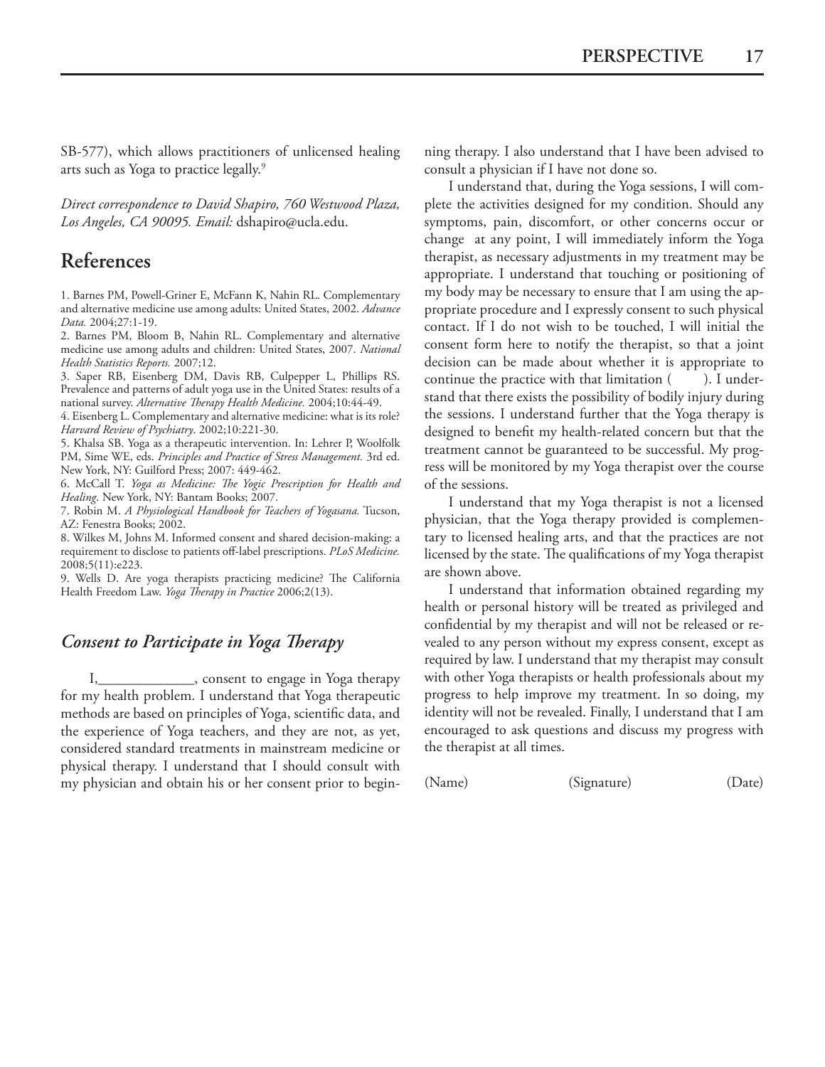SB-577), which allows practitioners of unlicensed healing arts such as Yoga to practice legally.[9]

*Direct correspondence to David Shapiro, 760 Westwood Plaza, Los Angeles, CA 90095. Email:* dshapiro@ucla.edu.

## References

1. Barnes PM, Powell-Griner E, McFann K, Nahin RL. Complementary and alternative medicine use among adults: United States, 2002. *Advance Data.* 2004;27:1-19.
2. Barnes PM, Bloom B, Nahin RL. Complementary and alternative medicine use among adults and children: United States, 2007. *National Health Statistics Reports.* 2007;12.
3. Saper RB, Eisenberg DM, Davis RB, Culpepper L, Phillips RS. Prevalence and patterns of adult yoga use in the United States: results of a national survey. *Alternative Therapy Health Medicine.* 2004;10:44-49.
4. Eisenberg L. Complementary and alternative medicine: what is its role? *Harvard Review of Psychiatry*. 2002;10:221-30.
5. Khalsa SB. Yoga as a therapeutic intervention. In: Lehrer P, Woolfolk PM, Sime WE, eds. *Principles and Practice of Stress Management.* 3rd ed. New York, NY: Guilford Press; 2007: 449-462.
6. McCall T. *Yoga as Medicine: The Yogic Prescription for Health and Healing*. New York, NY: Bantam Books; 2007.
7. Robin M. *A Physiological Handbook for Teachers of Yogasana.* Tucson, AZ: Fenestra Books; 2002.
8. Wilkes M, Johns M. Informed consent and shared decision-making: a requirement to disclose to patients off-label prescriptions. *PLoS Medicine.* 2008;5(11):e223.
9. Wells D. Are yoga therapists practicing medicine? The California Health Freedom Law. *Yoga Therapy in Practice* 2006;2(13).

### *Consent to Participate in Yoga Therapy*

I,_____________, consent to engage in Yoga therapy for my health problem. I understand that Yoga therapeutic methods are based on principles of Yoga, scientific data, and the experience of Yoga teachers, and they are not, as yet, considered standard treatments in mainstream medicine or physical therapy. I understand that I should consult with my physician and obtain his or her consent prior to beginning therapy. I also understand that I have been advised to consult a physician if I have not done so.

I understand that, during the Yoga sessions, I will complete the activities designed for my condition. Should any symptoms, pain, discomfort, or other concerns occur or change at any point, I will immediately inform the Yoga therapist, as necessary adjustments in my treatment may be appropriate. I understand that touching or positioning of my body may be necessary to ensure that I am using the appropriate procedure and I expressly consent to such physical contact. If I do not wish to be touched, I will initial the consent form here to notify the therapist, so that a joint decision can be made about whether it is appropriate to continue the practice with that limitation (      ). I understand that there exists the possibility of bodily injury during the sessions. I understand further that the Yoga therapy is designed to benefit my health-related concern but that the treatment cannot be guaranteed to be successful. My progress will be monitored by my Yoga therapist over the course of the sessions.

I understand that my Yoga therapist is not a licensed physician, that the Yoga therapy provided is complementary to licensed healing arts, and that the practices are not licensed by the state. The qualifications of my Yoga therapist are shown above.

I understand that information obtained regarding my health or personal history will be treated as privileged and confidential by my therapist and will not be released or revealed to any person without my express consent, except as required by law. I understand that my therapist may consult with other Yoga therapists or health professionals about my progress to help improve my treatment. In so doing, my identity will not be revealed. Finally, I understand that I am encouraged to ask questions and discuss my progress with the therapist at all times.

(Name)　　　　　(Signature)　　　　　(Date)